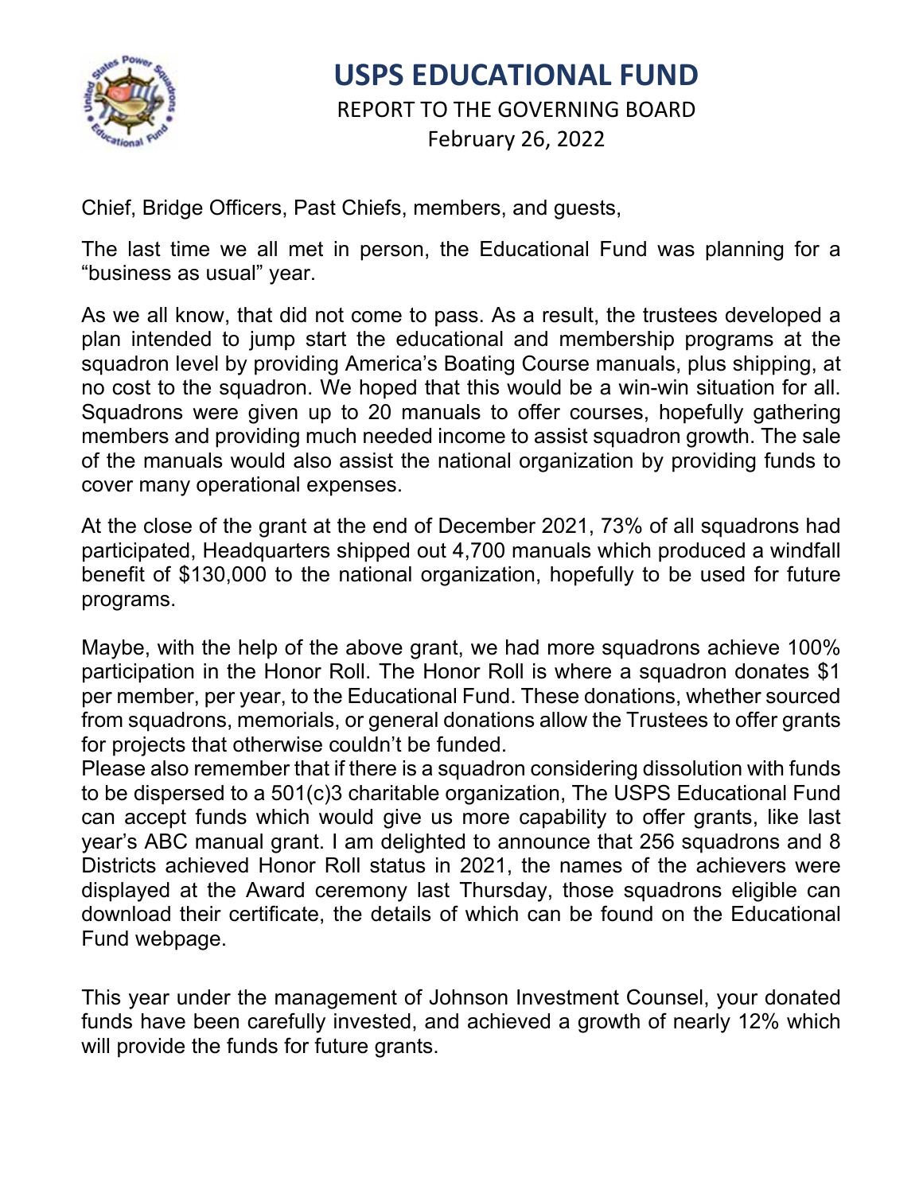# USPS EDUCATIONAL FUND

REPORT TO THE GOVERNING BOARD

February 26, 2022

Chief, Bridge Officers, Past Chiefs, members, and guests,

The last time we all met in person, the Educational Fund was planning for a "business as usual" year.

As we all know, that did not come to pass. As a result, the trustees developed a plan intended to jump start the educational and membership programs at the squadron level by providing America's Boating Course manuals, plus shipping, at no cost to the squadron. We hoped that this would be a win-win situation for all. Squadrons were given up to 20 manuals to offer courses, hopefully gathering members and providing much needed income to assist squadron growth. The sale of the manuals would also assist the national organization by providing funds to cover many operational expenses.

At the close of the grant at the end of December 2021, 73% of all squadrons had participated, Headquarters shipped out 4,700 manuals which produced a windfall benefit of $130,000 to the national organization, hopefully to be used for future programs.

Maybe, with the help of the above grant, we had more squadrons achieve 100% participation in the Honor Roll. The Honor Roll is where a squadron donates $1 per member, per year, to the Educational Fund. These donations, whether sourced from squadrons, memorials, or general donations allow the Trustees to offer grants for projects that otherwise couldn't be funded.

Please also remember that if there is a squadron considering dissolution with funds to be dispersed to a 501(c)3 charitable organization, The USPS Educational Fund can accept funds which would give us more capability to offer grants, like last year's ABC manual grant. I am delighted to announce that 256 squadrons and 8 Districts achieved Honor Roll status in 2021, the names of the achievers were displayed at the Award ceremony last Thursday, those squadrons eligible can download their certificate, the details of which can be found on the Educational Fund webpage.

This year under the management of Johnson Investment Counsel, your donated funds have been carefully invested, and achieved a growth of nearly 12% which will provide the funds for future grants.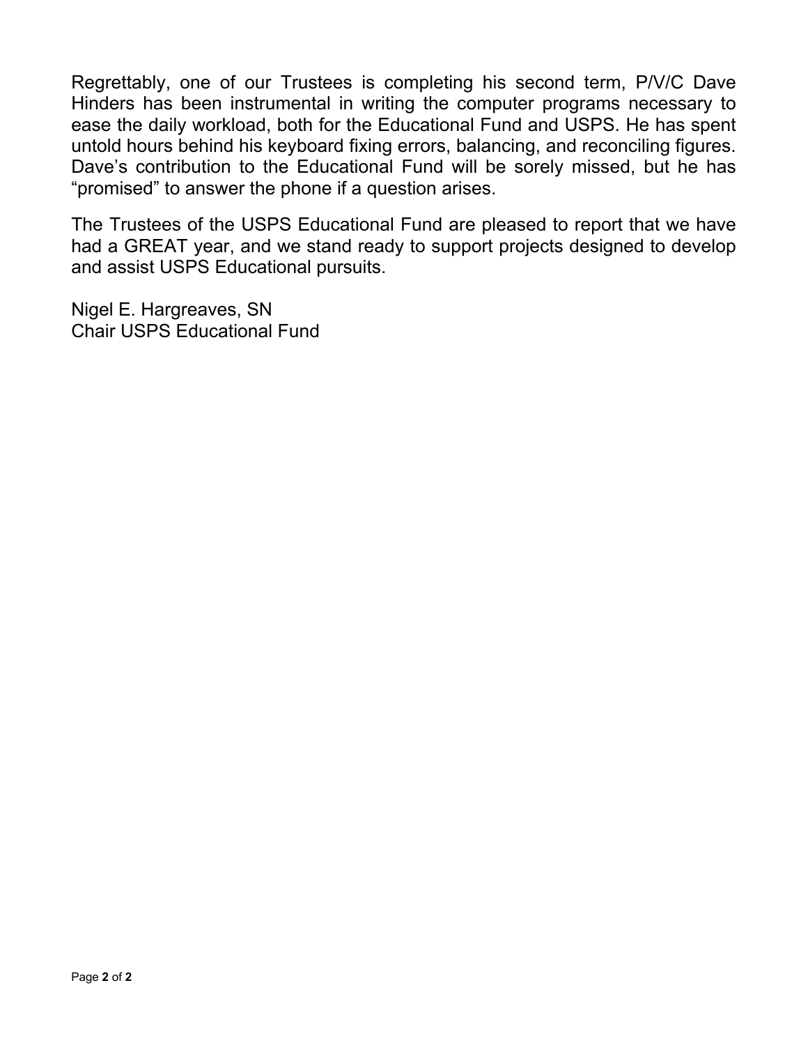Regrettably, one of our Trustees is completing his second term, P/V/C Dave Hinders has been instrumental in writing the computer programs necessary to ease the daily workload, both for the Educational Fund and USPS. He has spent untold hours behind his keyboard fixing errors, balancing, and reconciling figures. Dave's contribution to the Educational Fund will be sorely missed, but he has "promised" to answer the phone if a question arises.

The Trustees of the USPS Educational Fund are pleased to report that we have had a GREAT year, and we stand ready to support projects designed to develop and assist USPS Educational pursuits.

Nigel E. Hargreaves, SN
Chair USPS Educational Fund